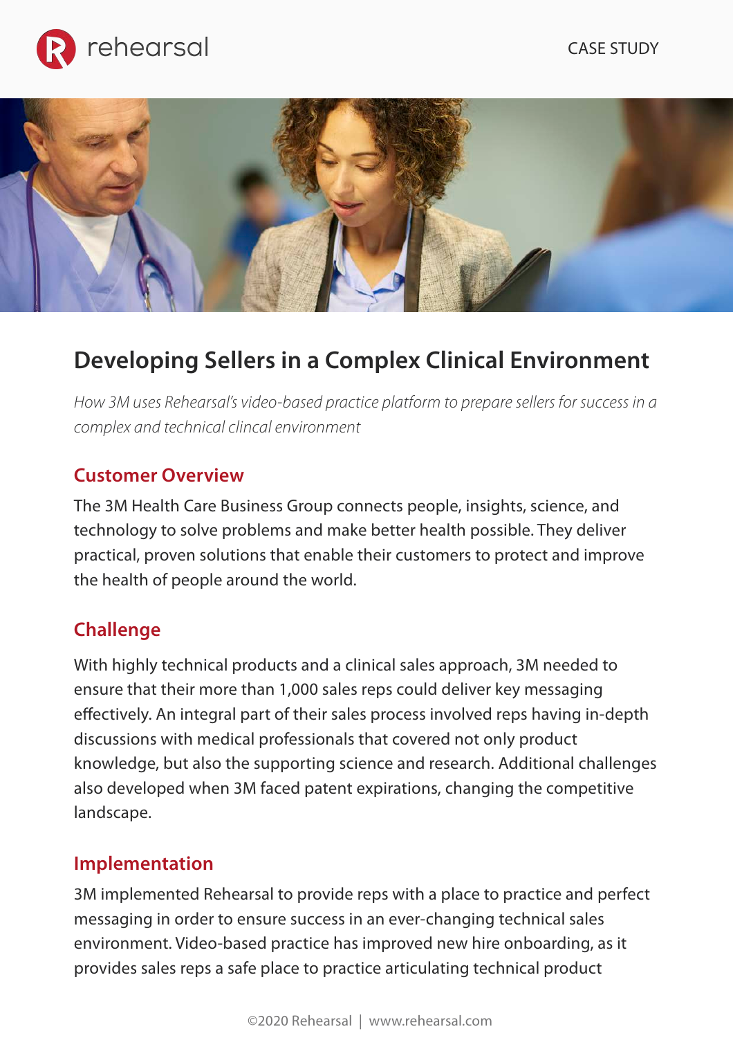rehearsal

CASE STUDY

# Developing Sellers in a Complex Clinical Environment

*How 3M uses Rehearsal's video-based practice platform to prepare sellers for success in a complex and technical clincal environment*

## Customer Overview

The 3M Health Care Business Group connects people, insights, science, and technology to solve problems and make better health possible. They deliver practical, proven solutions that enable their customers to protect and improve the health of people around the world.

## Challenge

With highly technical products and a clinical sales approach, 3M needed to ensure that their more than 1,000 sales reps could deliver key messaging effectively. An integral part of their sales process involved reps having in-depth discussions with medical professionals that covered not only product knowledge, but also the supporting science and research. Additional challenges also developed when 3M faced patent expirations, changing the competitive landscape.

## Implementation

3M implemented Rehearsal to provide reps with a place to practice and perfect messaging in order to ensure success in an ever-changing technical sales environment. Video-based practice has improved new hire onboarding, as it provides sales reps a safe place to practice articulating technical product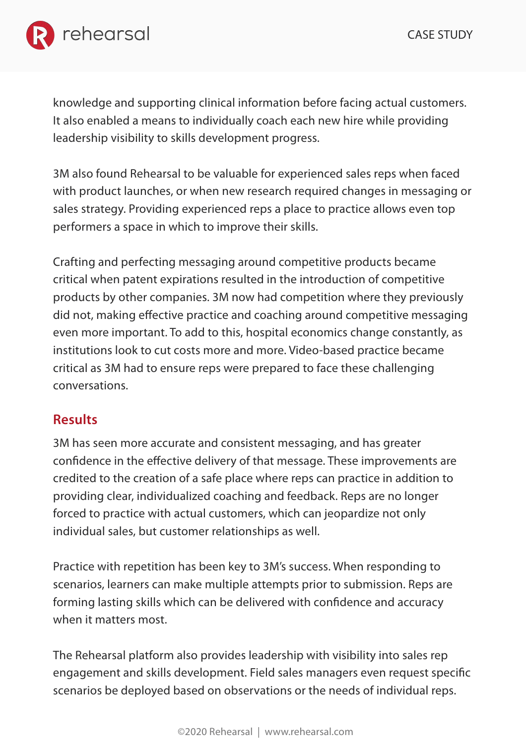knowledge and supporting clinical information before facing actual customers. It also enabled a means to individually coach each new hire while providing leadership visibility to skills development progress.

3M also found Rehearsal to be valuable for experienced sales reps when faced with product launches, or when new research required changes in messaging or sales strategy. Providing experienced reps a place to practice allows even top performers a space in which to improve their skills.

Crafting and perfecting messaging around competitive products became critical when patent expirations resulted in the introduction of competitive products by other companies. 3M now had competition where they previously did not, making effective practice and coaching around competitive messaging even more important. To add to this, hospital economics change constantly, as institutions look to cut costs more and more. Video-based practice became critical as 3M had to ensure reps were prepared to face these challenging conversations.

## Results

3M has seen more accurate and consistent messaging, and has greater confidence in the effective delivery of that message. These improvements are credited to the creation of a safe place where reps can practice in addition to providing clear, individualized coaching and feedback. Reps are no longer forced to practice with actual customers, which can jeopardize not only individual sales, but customer relationships as well.

Practice with repetition has been key to 3M's success. When responding to scenarios, learners can make multiple attempts prior to submission. Reps are forming lasting skills which can be delivered with confidence and accuracy when it matters most.

The Rehearsal platform also provides leadership with visibility into sales rep engagement and skills development. Field sales managers even request specific scenarios be deployed based on observations or the needs of individual reps.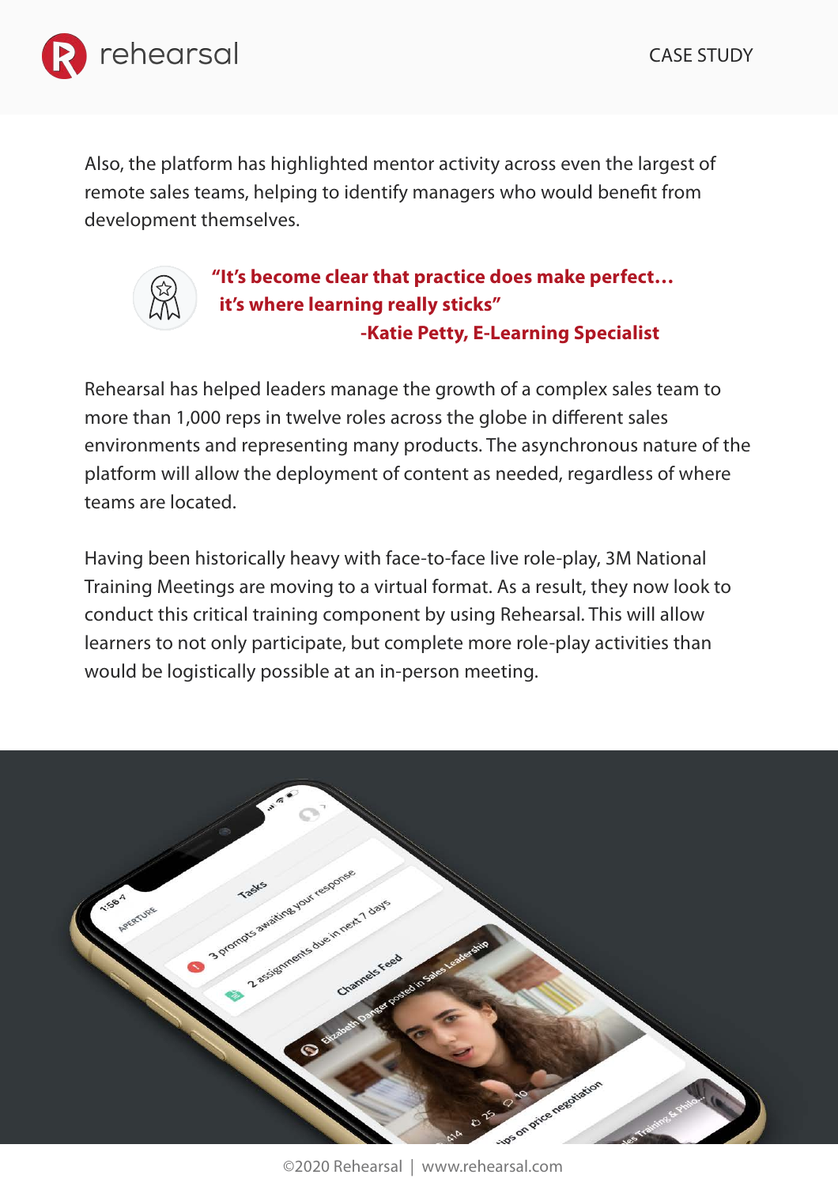Also, the platform has highlighted mentor activity across even the largest of remote sales teams, helping to identify managers who would benefit from development themselves.

> **"It's become clear that practice does make perfect… it's where learning really sticks"**
> **-Katie Petty, E-Learning Specialist**

Rehearsal has helped leaders manage the growth of a complex sales team to more than 1,000 reps in twelve roles across the globe in different sales environments and representing many products. The asynchronous nature of the platform will allow the deployment of content as needed, regardless of where teams are located.

Having been historically heavy with face-to-face live role-play, 3M National Training Meetings are moving to a virtual format. As a result, they now look to conduct this critical training component by using Rehearsal. This will allow learners to not only participate, but complete more role-play activities than would be logistically possible at an in-person meeting.